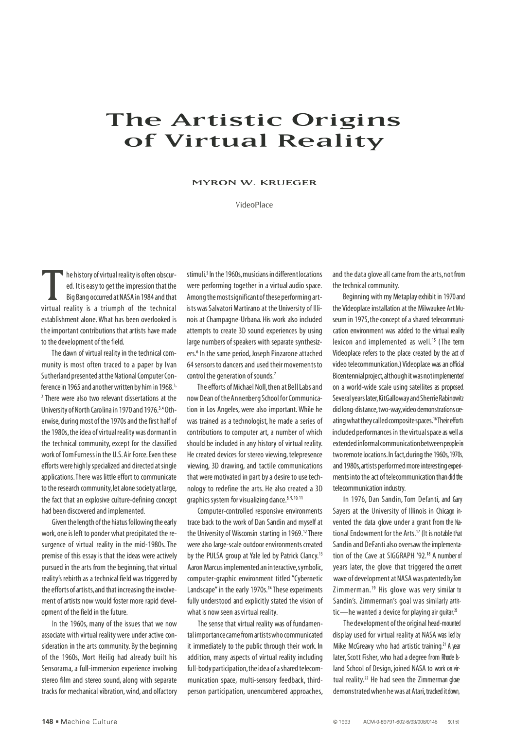# The Artistic Origins of Virtual Reality

**MYRON W. KRUEGER**

VideoPlace

The history of virtual reality is often obscured. It is easy to get the impression that the Big Bang occurred at NASA in 1984 and that virtual reality is a triumph of the technical establishment alone. What has been overlooked is the important contributions that artists have made to the development of the field.

The dawn of virtual reality in the technical community is most often traced to a paper by Ivan Sutherland presented at the National Computer Conference in 1965 and another written by him in 1968.[1,2] There were also two relevant dissertations at the University of North Carolina in 1970 and 1976.[3,4] Otherwise, during most of the 1970s and the first half of the 1980s, the idea of virtual reality was dormant in the technical community, except for the classified work of Tom Furness in the U.S. Air Force. Even these efforts were highly specialized and directed at single applications. There was little effort to communicate to the research community, let alone society at large, the fact that an explosive culture-defining concept had been discovered and implemented.

Given the length of the hiatus following the early work, one is left to ponder what precipitated the resurgence of virtual reality in the mid-1980s. The premise of this essay is that the ideas were actively pursued in the arts from the beginning, that virtual reality's rebirth as a technical field was triggered by the efforts of artists, and that increasing the involvement of artists now would foster more rapid development of the field in the future.

In the 1960s, many of the issues that we now associate with virtual reality were under active consideration in the arts community. By the beginning of the 1960s, Mort Heilig had already built his Sensorama, a full-immersion experience involving stereo film and stereo sound, along with separate tracks for mechanical vibration, wind, and olfactory stimuli.[5] In the 1960s, musicians in different locations were performing together in a virtual audio space. Among the most significant of these performing artists was Salvatori Martirano at the University of Illinois at Champagne-Urbana. His work also included attempts to create 3D sound experiences by using large numbers of speakers with separate synthesizers.[6] In the same period, Joseph Pinzarone attached 64 sensors to dancers and used their movements to control the generation of sounds.[7]

The efforts of Michael Noll, then at Bell Labs and now Dean of the Annenberg School for Communication in Los Angeles, were also important. While he was trained as a technologist, he made a series of contributions to computer art, a number of which should be included in any history of virtual reality. He created devices for stereo viewing, telepresence viewing, 3D drawing, and tactile communications that were motivated in part by a desire to use technology to redefine the arts. He also created a 3D graphics system for visualizing dance.[8,9,10,11]

Computer-controlled responsive environments trace back to the work of Dan Sandin and myself at the University of Wisconsin starting in 1969.[12] There were also large-scale outdoor environments created by the PULSA group at Yale led by Patrick Clancy.[13] Aaron Marcus implemented an interactive, symbolic, computer-graphic environment titled "Cybernetic Landscape" in the early 1970s.[14] These experiments fully understood and explicitly stated the vision of what is now seen as virtual reality.

The sense that virtual reality was of fundamental importance came from artists who communicated it immediately to the public through their work. In addition, many aspects of virtual reality including full-body participation, the idea of a shared telecommunication space, multi-sensory feedback, third-person participation, unencumbered approaches, and the data glove all came from the arts, not from the technical community.

Beginning with my Metaplay exhibit in 1970 and the Videoplace installation at the Milwaukee Art Museum in 1975, the concept of a shared telecommunication environment was added to the virtual reality lexicon and implemented as well.[15] (The term Videoplace refers to the place created by the act of video telecommunication.) Videoplace was an official Bicentennial project, although it was not implemented on a world-wide scale using satellites as proposed. Several years later, Kit Galloway and Sherrie Rabinowitz did long-distance, two-way, video demonstrations creating what they called composite spaces.[16] Their efforts included performances in the virtual space as well as extended informal communication between people in two remote locations. In fact, during the 1960s, 1970s, and 1980s, artists performed more interesting experiments into the act of telecommunication than did the telecommunication industry.

In 1976, Dan Sandin, Tom Defanti, and Gary Sayers at the University of Illinois in Chicago invented the data glove under a grant from the National Endowment for the Arts.[17] (It is notable that Sandin and DeFanti also oversaw the implementation of the Cave at SIGGRAPH '92.[18] A number of years later, the glove that triggered the current wave of development at NASA was patented by Tom Zimmerman.[19] His glove was very similar to Sandin's. Zimmerman's goal was similarly artistic—he wanted a device for playing air guitar.[20]

The development of the original head-mounted display used for virtual reality at NASA was led by Mike McGreavy who had artistic training.[21] A year later, Scott Fisher, who had a degree from Rhode Island School of Design, joined NASA to work on virtual reality.[22] He had seen the Zimmerman glove demonstrated when he was at Atari, tracked it down,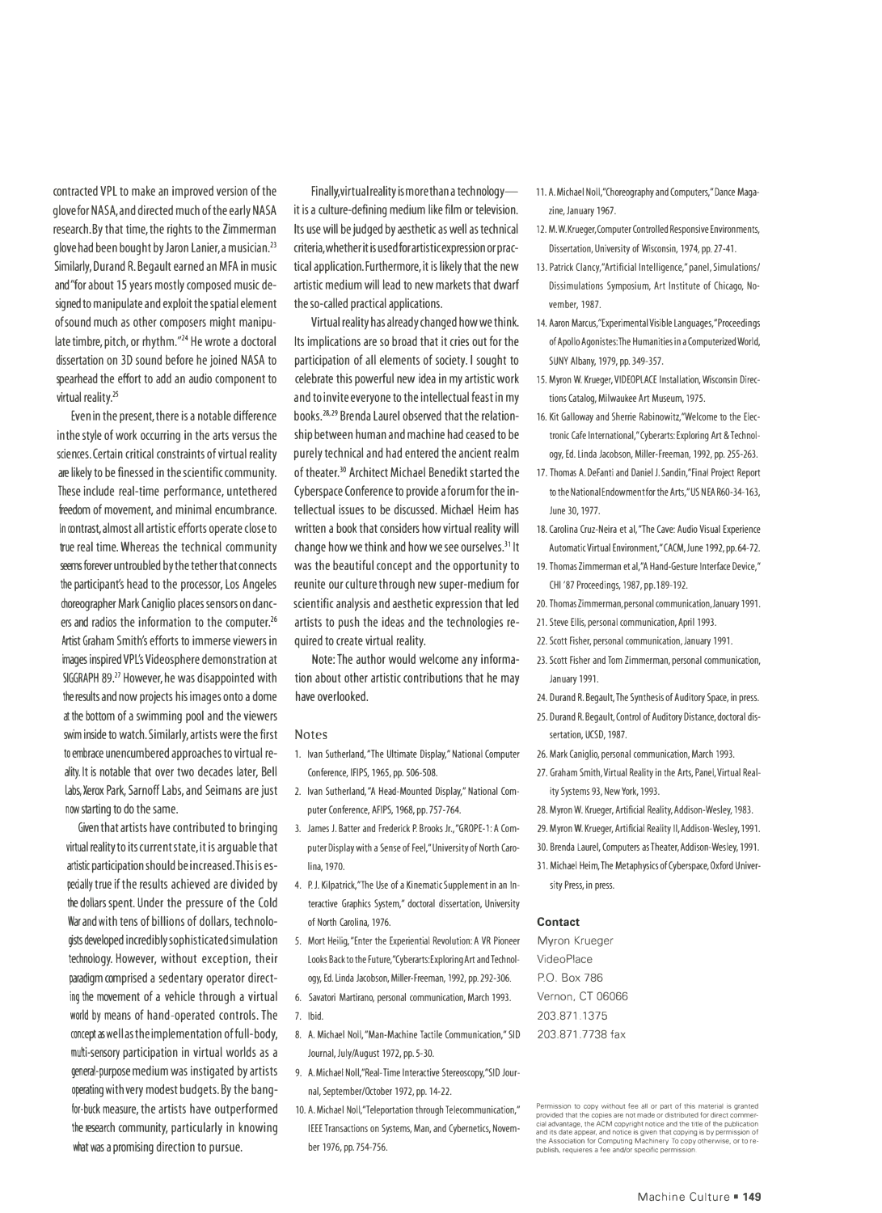contracted VPL to make an improved version of the glove for NASA, and directed much of the early NASA research. By that time, the rights to the Zimmerman glove had been bought by Jaron Lanier, a musician.[23] Similarly, Durand R. Begault earned an MFA in music and "for about 15 years mostly composed music designed to manipulate and exploit the spatial element of sound much as other composers might manipulate timbre, pitch, or rhythm."[24] He wrote a doctoral dissertation on 3D sound before he joined NASA to spearhead the effort to add an audio component to virtual reality.[25]

Even in the present, there is a notable difference in the style of work occurring in the arts versus the sciences. Certain critical constraints of virtual reality are likely to be finessed in the scientific community. These include real-time performance, untethered freedom of movement, and minimal encumbrance. In contrast, almost all artistic efforts operate close to true real time. Whereas the technical community seems forever untroubled by the tether that connects the participant's head to the processor, Los Angeles choreographer Mark Caniglio places sensors on dancers and radios the information to the computer.[26] Artist Graham Smith's efforts to immerse viewers in images inspired VPL's Videosphere demonstration at SIGGRAPH 89.[27] However, he was disappointed with the results and now projects his images onto a dome at the bottom of a swimming pool and the viewers swim inside to watch. Similarly, artists were the first to embrace unencumbered approaches to virtual reality. It is notable that over two decades later, Bell Labs, Xerox Park, Sarnoff Labs, and Seimans are just now starting to do the same.

Given that artists have contributed to bringing virtual reality to its current state, it is arguable that artistic participation should be increased. This is especially true if the results achieved are divided by the dollars spent. Under the pressure of the Cold War and with tens of billions of dollars, technologists developed incredibly sophisticated simulation technology. However, without exception, their paradigm comprised a sedentary operator directing the movement of a vehicle through a virtual world by means of hand-operated controls. The concept as well as the implementation of full-body, multi-sensory participation in virtual worlds as a general-purpose medium was instigated by artists operating with very modest budgets. By the bang-for-buck measure, the artists have outperformed the research community, particularly in knowing what was a promising direction to pursue.

Finally, virtual reality is more than a technology—it is a culture-defining medium like film or television. Its use will be judged by aesthetic as well as technical criteria, whether it is used for artistic expression or practical application. Furthermore, it is likely that the new artistic medium will lead to new markets that dwarf the so-called practical applications.

Virtual reality has already changed how we think. Its implications are so broad that it cries out for the participation of all elements of society. I sought to celebrate this powerful new idea in my artistic work and to invite everyone to the intellectual feast in my books.[28,29] Brenda Laurel observed that the relationship between human and machine had ceased to be purely technical and had entered the ancient realm of theater.[30] Architect Michael Benedikt started the Cyberspace Conference to provide a forum for the intellectual issues to be discussed. Michael Heim has written a book that considers how virtual reality will change how we think and how we see ourselves.[31] It was the beautiful concept and the opportunity to reunite our culture through new super-medium for scientific analysis and aesthetic expression that led artists to push the ideas and the technologies required to create virtual reality.

Note: The author would welcome any information about other artistic contributions that he may have overlooked.

## Notes

1. Ivan Sutherland, "The Ultimate Display," National Computer Conference, IFIPS, 1965, pp. 506-508.
2. Ivan Sutherland, "A Head-Mounted Display," National Computer Conference, AFIPS, 1968, pp. 757-764.
3. James J. Batter and Frederick P. Brooks Jr., "GROPE-1: A Computer Display with a Sense of Feel," University of North Carolina, 1970.
4. P. J. Kilpatrick, "The Use of a Kinematic Supplement in an Interactive Graphics System," doctoral dissertation, University of North Carolina, 1976.
5. Mort Heilig, "Enter the Experiential Revolution: A VR Pioneer Looks Back to the Future," Cyberarts: Exploring Art and Technology, Ed. Linda Jacobson, Miller-Freeman, 1992, pp. 292-306.
6. Savatori Martirano, personal communication, March 1993.
7. Ibid.
8. A. Michael Noll, "Man-Machine Tactile Communication," SID Journal, July/August 1972, pp. 5-30.
9. A. Michael Noll, "Real-Time Interactive Stereoscopy," SID Journal, September/October 1972, pp. 14-22.
10. A. Michael Noll, "Teleportation through Telecommunication," IEEE Transactions on Systems, Man, and Cybernetics, November 1976, pp. 754-756.
11. A. Michael Noll, "Choreography and Computers," Dance Magazine, January 1967.
12. M. W. Krueger, Computer Controlled Responsive Environments, Dissertation, University of Wisconsin, 1974, pp. 27-41.
13. Patrick Clancy, "Artificial Intelligence," panel, Simulations/Dissimulations Symposium, Art Institute of Chicago, November, 1987.
14. Aaron Marcus, "Experimental Visible Languages," Proceedings of Apollo Agonistes: The Humanities in a Computerized World, SUNY Albany, 1979, pp. 349-357.
15. Myron W. Krueger, VIDEOPLACE Installation, Wisconsin Directions Catalog, Milwaukee Art Museum, 1975.
16. Kit Galloway and Sherrie Rabinowitz, "Welcome to the Electronic Cafe International," Cyberarts: Exploring Art & Technology, Ed. Linda Jacobson, Miller-Freeman, 1992, pp. 255-263.
17. Thomas A. DeFanti and Daniel J. Sandin, "Final Project Report to the National Endowment for the Arts," US NEA R60-34-163, June 30, 1977.
18. Carolina Cruz-Neira et al, "The Cave: Audio Visual Experience Automatic Virtual Environment," CACM, June 1992, pp. 64-72.
19. Thomas Zimmerman et al, "A Hand-Gesture Interface Device," CHI '87 Proceedings, 1987, pp. 189-192.
20. Thomas Zimmerman, personal communication, January 1991.
21. Steve Ellis, personal communication, April 1993.
22. Scott Fisher, personal communication, January 1991.
23. Scott Fisher and Tom Zimmerman, personal communication, January 1991.
24. Durand R. Begault, The Synthesis of Auditory Space, in press.
25. Durand R. Begault, Control of Auditory Distance, doctoral dissertation, UCSD, 1987.
26. Mark Caniglio, personal communication, March 1993.
27. Graham Smith, Virtual Reality in the Arts, Panel, Virtual Reality Systems 93, New York, 1993.
28. Myron W. Krueger, Artificial Reality, Addison-Wesley, 1983.
29. Myron W. Krueger, Artificial Reality II, Addison-Wesley, 1991.
30. Brenda Laurel, Computers as Theater, Addison-Wesley, 1991.
31. Michael Heim, The Metaphysics of Cyberspace, Oxford University Press, in press.

### Contact

Myron Krueger
VideoPlace
P.O. Box 786
Vernon, CT 06066
203.871.1375
203.871.7738 fax

Permission to copy without fee all or part of this material is granted provided that the copies are not made or distributed for direct commercial advantage, the ACM copyright notice and the title of the publication and its date appear, and notice is given that copying is by permission of the Association for Computing Machinery. To copy otherwise, or to republish, requieres a fee and/or specific permission.